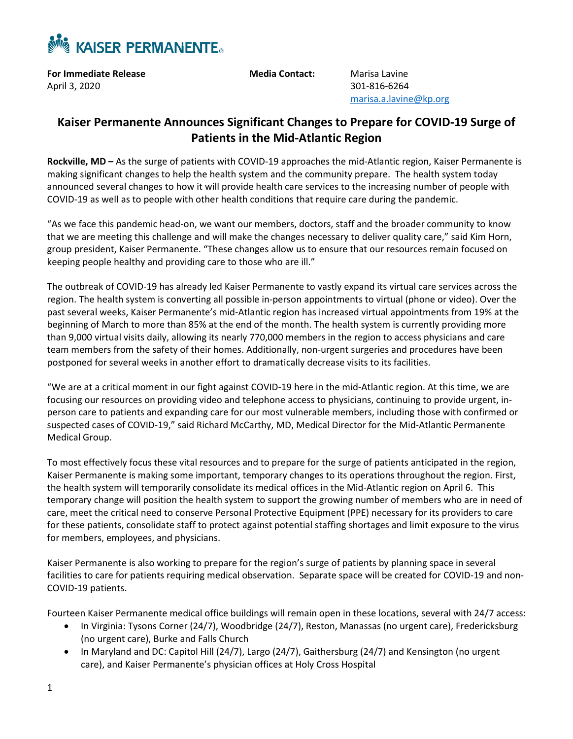**KAISER PERMANENTE**

**For Immediate Release**
April 3, 2020

**Media Contact:** Marisa Lavine
301-816-6264
marisa.a.lavine@kp.org

## Kaiser Permanente Announces Significant Changes to Prepare for COVID-19 Surge of Patients in the Mid-Atlantic Region

**Rockville, MD –** As the surge of patients with COVID-19 approaches the mid-Atlantic region, Kaiser Permanente is making significant changes to help the health system and the community prepare. The health system today announced several changes to how it will provide health care services to the increasing number of people with COVID-19 as well as to people with other health conditions that require care during the pandemic.

"As we face this pandemic head-on, we want our members, doctors, staff and the broader community to know that we are meeting this challenge and will make the changes necessary to deliver quality care," said Kim Horn, group president, Kaiser Permanente. "These changes allow us to ensure that our resources remain focused on keeping people healthy and providing care to those who are ill."

The outbreak of COVID-19 has already led Kaiser Permanente to vastly expand its virtual care services across the region. The health system is converting all possible in-person appointments to virtual (phone or video). Over the past several weeks, Kaiser Permanente's mid-Atlantic region has increased virtual appointments from 19% at the beginning of March to more than 85% at the end of the month. The health system is currently providing more than 9,000 virtual visits daily, allowing its nearly 770,000 members in the region to access physicians and care team members from the safety of their homes. Additionally, non-urgent surgeries and procedures have been postponed for several weeks in another effort to dramatically decrease visits to its facilities.

"We are at a critical moment in our fight against COVID-19 here in the mid-Atlantic region. At this time, we are focusing our resources on providing video and telephone access to physicians, continuing to provide urgent, in-person care to patients and expanding care for our most vulnerable members, including those with confirmed or suspected cases of COVID-19," said Richard McCarthy, MD, Medical Director for the Mid-Atlantic Permanente Medical Group.

To most effectively focus these vital resources and to prepare for the surge of patients anticipated in the region, Kaiser Permanente is making some important, temporary changes to its operations throughout the region. First, the health system will temporarily consolidate its medical offices in the Mid-Atlantic region on April 6. This temporary change will position the health system to support the growing number of members who are in need of care, meet the critical need to conserve Personal Protective Equipment (PPE) necessary for its providers to care for these patients, consolidate staff to protect against potential staffing shortages and limit exposure to the virus for members, employees, and physicians.

Kaiser Permanente is also working to prepare for the region's surge of patients by planning space in several facilities to care for patients requiring medical observation. Separate space will be created for COVID-19 and non-COVID-19 patients.

Fourteen Kaiser Permanente medical office buildings will remain open in these locations, several with 24/7 access:

- In Virginia: Tysons Corner (24/7), Woodbridge (24/7), Reston, Manassas (no urgent care), Fredericksburg (no urgent care), Burke and Falls Church
- In Maryland and DC: Capitol Hill (24/7), Largo (24/7), Gaithersburg (24/7) and Kensington (no urgent care), and Kaiser Permanente's physician offices at Holy Cross Hospital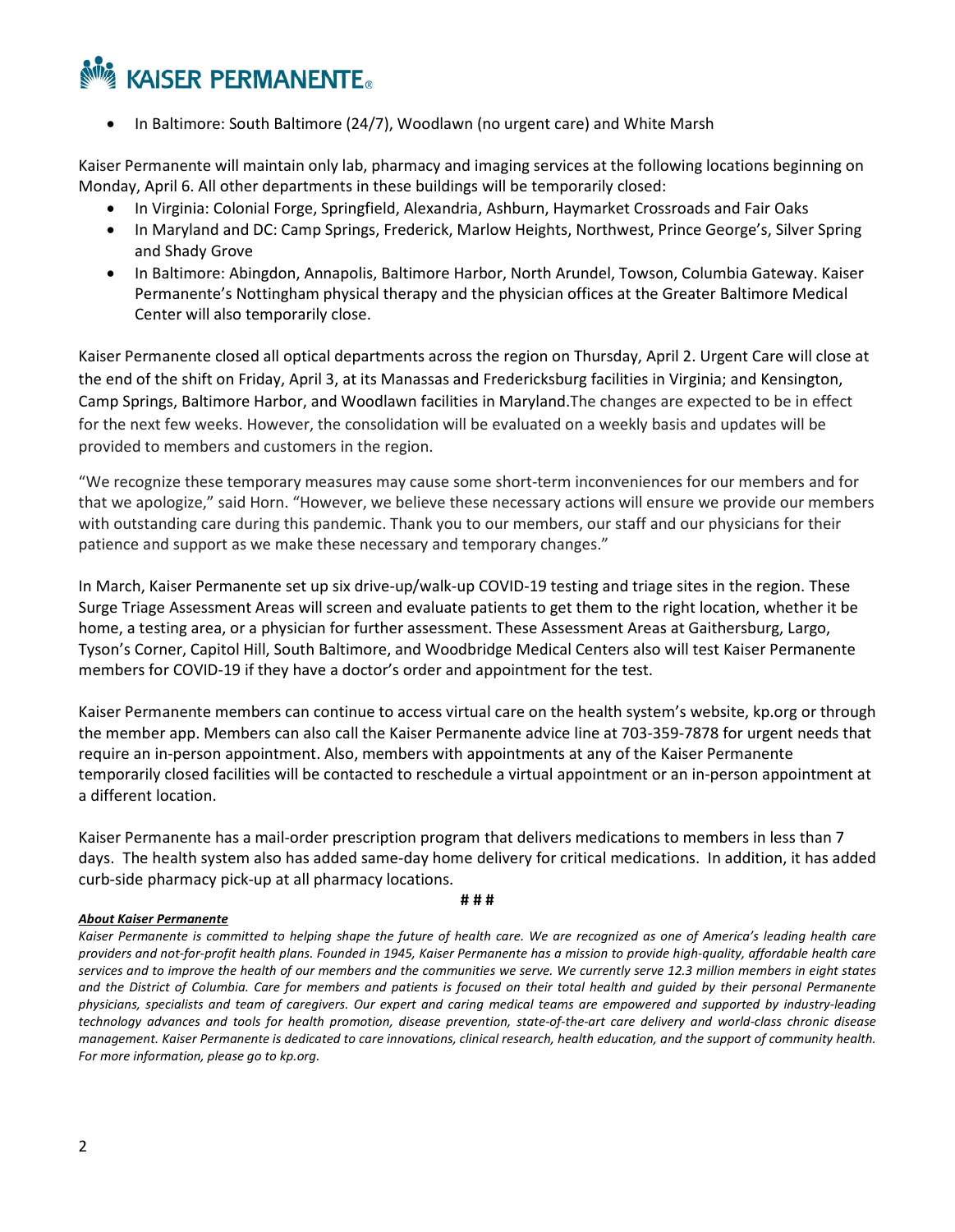- In Baltimore: South Baltimore (24/7), Woodlawn (no urgent care) and White Marsh

Kaiser Permanente will maintain only lab, pharmacy and imaging services at the following locations beginning on Monday, April 6. All other departments in these buildings will be temporarily closed:

- In Virginia: Colonial Forge, Springfield, Alexandria, Ashburn, Haymarket Crossroads and Fair Oaks
- In Maryland and DC: Camp Springs, Frederick, Marlow Heights, Northwest, Prince George's, Silver Spring and Shady Grove
- In Baltimore: Abingdon, Annapolis, Baltimore Harbor, North Arundel, Towson, Columbia Gateway. Kaiser Permanente's Nottingham physical therapy and the physician offices at the Greater Baltimore Medical Center will also temporarily close.

Kaiser Permanente closed all optical departments across the region on Thursday, April 2. Urgent Care will close at the end of the shift on Friday, April 3, at its Manassas and Fredericksburg facilities in Virginia; and Kensington, Camp Springs, Baltimore Harbor, and Woodlawn facilities in Maryland.The changes are expected to be in effect for the next few weeks. However, the consolidation will be evaluated on a weekly basis and updates will be provided to members and customers in the region.

"We recognize these temporary measures may cause some short-term inconveniences for our members and for that we apologize," said Horn. "However, we believe these necessary actions will ensure we provide our members with outstanding care during this pandemic. Thank you to our members, our staff and our physicians for their patience and support as we make these necessary and temporary changes."

In March, Kaiser Permanente set up six drive-up/walk-up COVID-19 testing and triage sites in the region. These Surge Triage Assessment Areas will screen and evaluate patients to get them to the right location, whether it be home, a testing area, or a physician for further assessment. These Assessment Areas at Gaithersburg, Largo, Tyson's Corner, Capitol Hill, South Baltimore, and Woodbridge Medical Centers also will test Kaiser Permanente members for COVID-19 if they have a doctor's order and appointment for the test.

Kaiser Permanente members can continue to access virtual care on the health system's website, kp.org or through the member app. Members can also call the Kaiser Permanente advice line at 703-359-7878 for urgent needs that require an in-person appointment. Also, members with appointments at any of the Kaiser Permanente temporarily closed facilities will be contacted to reschedule a virtual appointment or an in-person appointment at a different location.

Kaiser Permanente has a mail-order prescription program that delivers medications to members in less than 7 days. The health system also has added same-day home delivery for critical medications. In addition, it has added curb-side pharmacy pick-up at all pharmacy locations.

**# # #**

***About Kaiser Permanente***

*Kaiser Permanente is committed to helping shape the future of health care. We are recognized as one of America's leading health care providers and not-for-profit health plans. Founded in 1945, Kaiser Permanente has a mission to provide high-quality, affordable health care services and to improve the health of our members and the communities we serve. We currently serve 12.3 million members in eight states and the District of Columbia. Care for members and patients is focused on their total health and guided by their personal Permanente physicians, specialists and team of caregivers. Our expert and caring medical teams are empowered and supported by industry-leading technology advances and tools for health promotion, disease prevention, state-of-the-art care delivery and world-class chronic disease management. Kaiser Permanente is dedicated to care innovations, clinical research, health education, and the support of community health. For more information, please go to kp.org.*